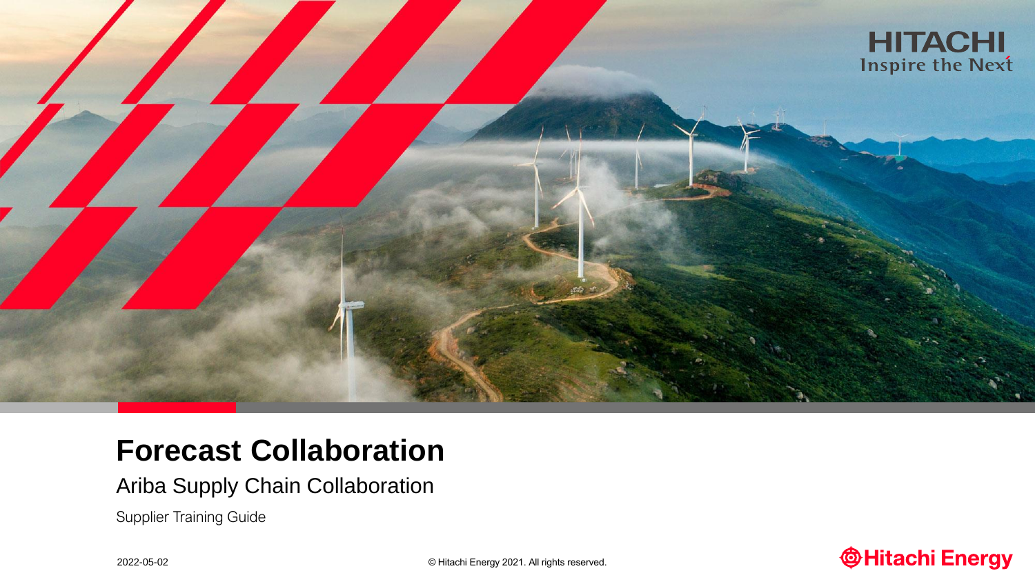# Forecast Collaboration

## Ariba Supply Chain Collaboration

Supplier Training Guide

2022-05-02

© Hitachi Energy 2021. All rights reserved.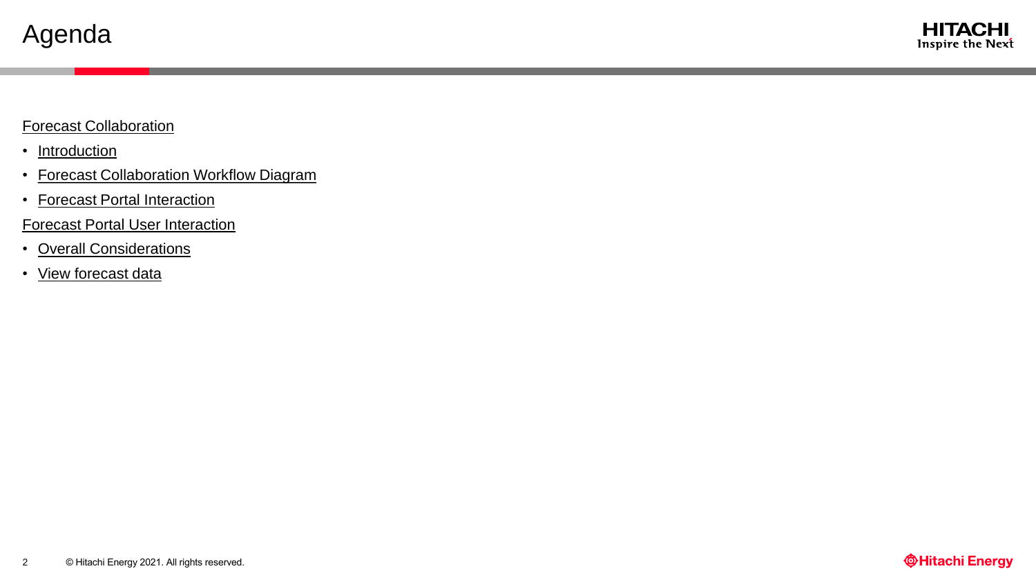# Agenda

Forecast Collaboration

- Introduction
- Forecast Collaboration Workflow Diagram
- Forecast Portal Interaction

Forecast Portal User Interaction

- Overall Considerations
- View forecast data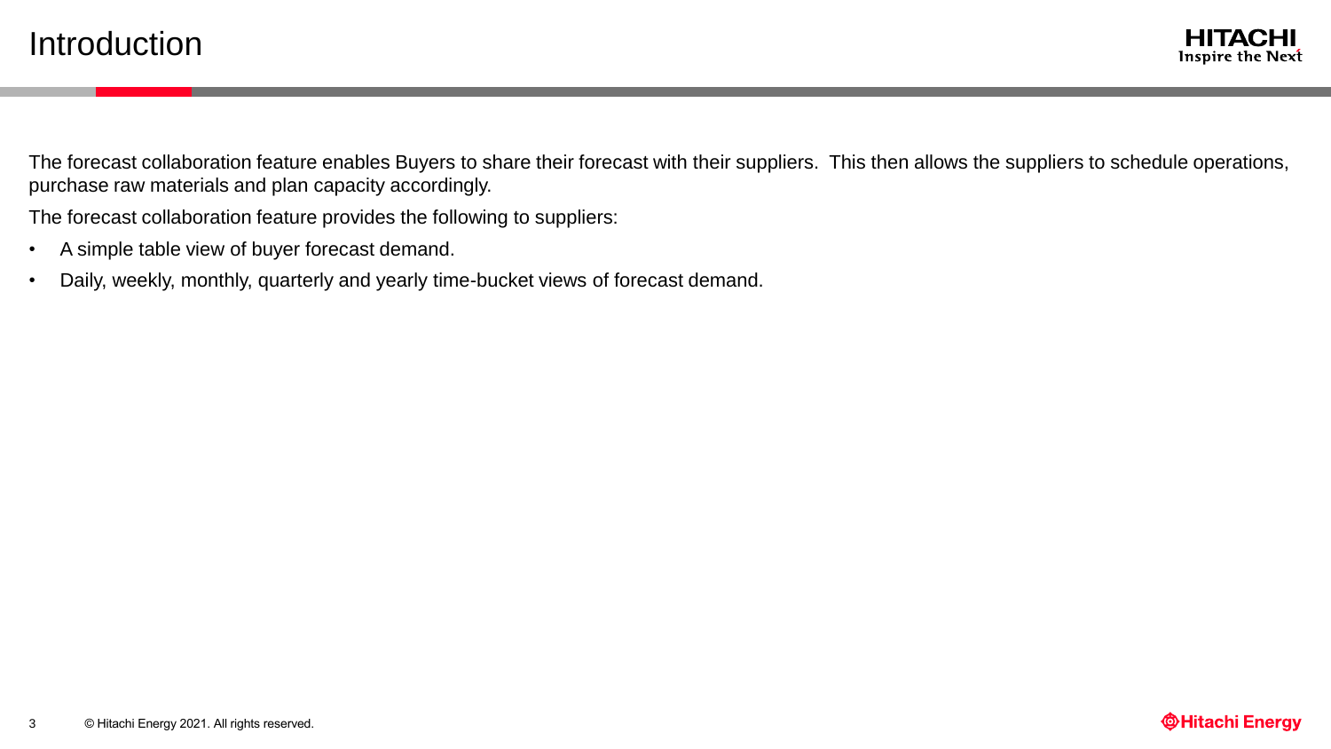# Introduction

The forecast collaboration feature enables Buyers to share their forecast with their suppliers.  This then allows the suppliers to schedule operations, purchase raw materials and plan capacity accordingly.

The forecast collaboration feature provides the following to suppliers:

- A simple table view of buyer forecast demand.
- Daily, weekly, monthly, quarterly and yearly time-bucket views of forecast demand.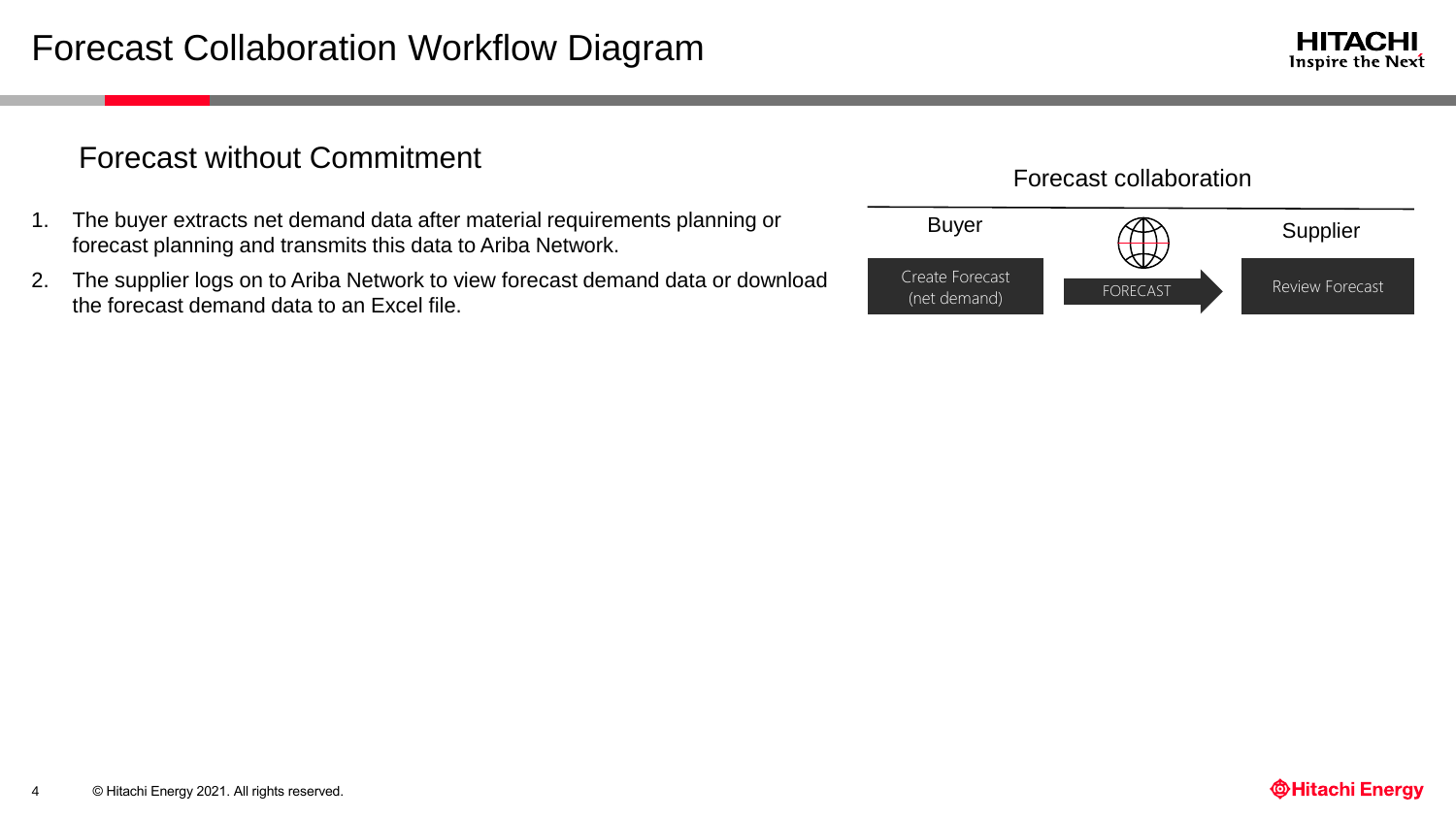# Forecast Collaboration Workflow Diagram

## Forecast without Commitment

1. The buyer extracts net demand data after material requirements planning or forecast planning and transmits this data to Ariba Network.
2. The supplier logs on to Ariba Network to view forecast demand data or download the forecast demand data to an Excel file.

Forecast collaboration

| Buyer | | Supplier |
|---|---|---|
| Create Forecast (net demand) | FORECAST → | Review Forecast |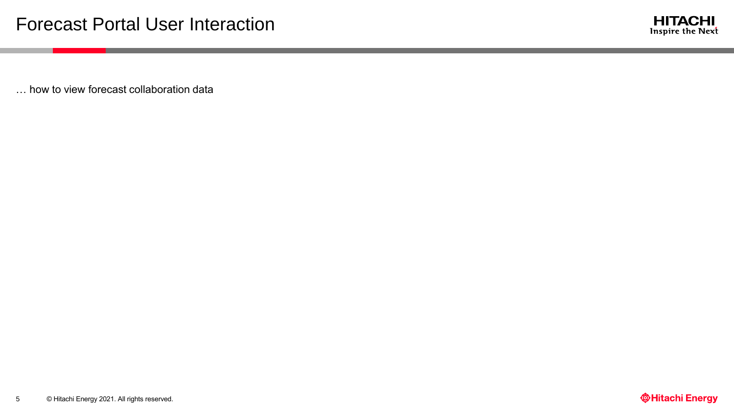# Forecast Portal User Interaction

… how to view forecast collaboration data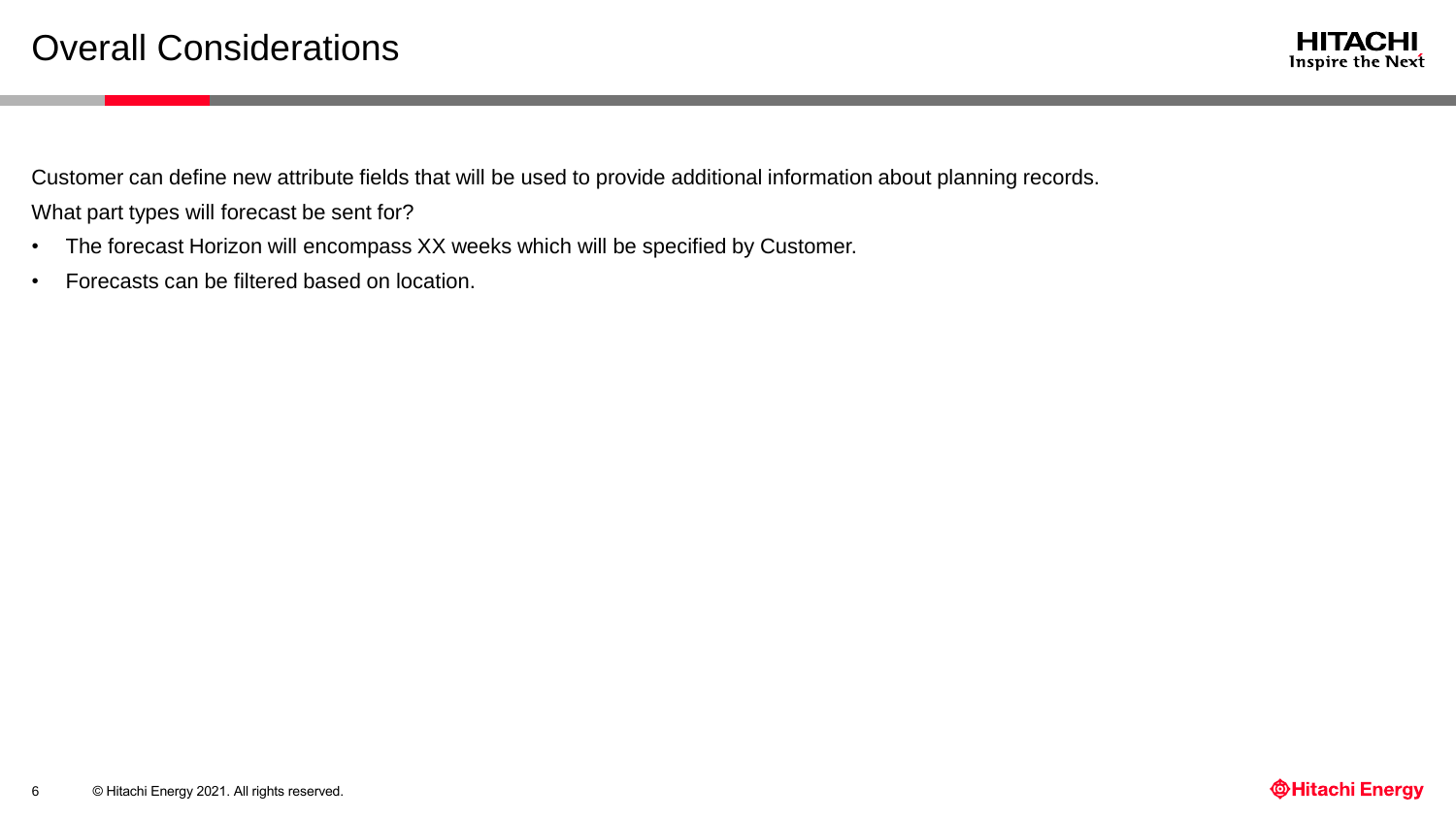# Overall Considerations

Customer can define new attribute fields that will be used to provide additional information about planning records.

What part types will forecast be sent for?

- The forecast Horizon will encompass XX weeks which will be specified by Customer.
- Forecasts can be filtered based on location.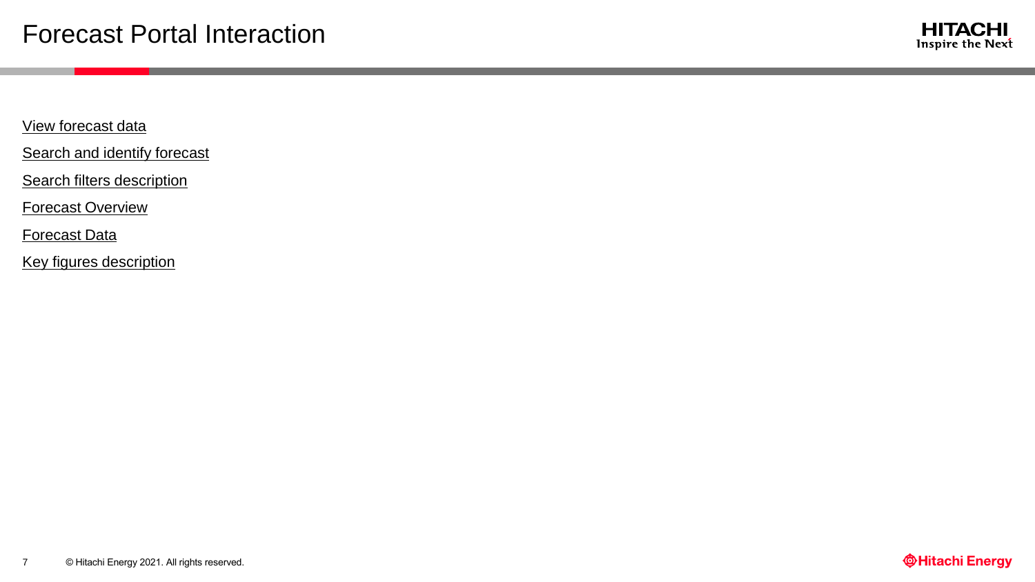# Forecast Portal Interaction

View forecast data

Search and identify forecast

Search filters description

Forecast Overview

Forecast Data

Key figures description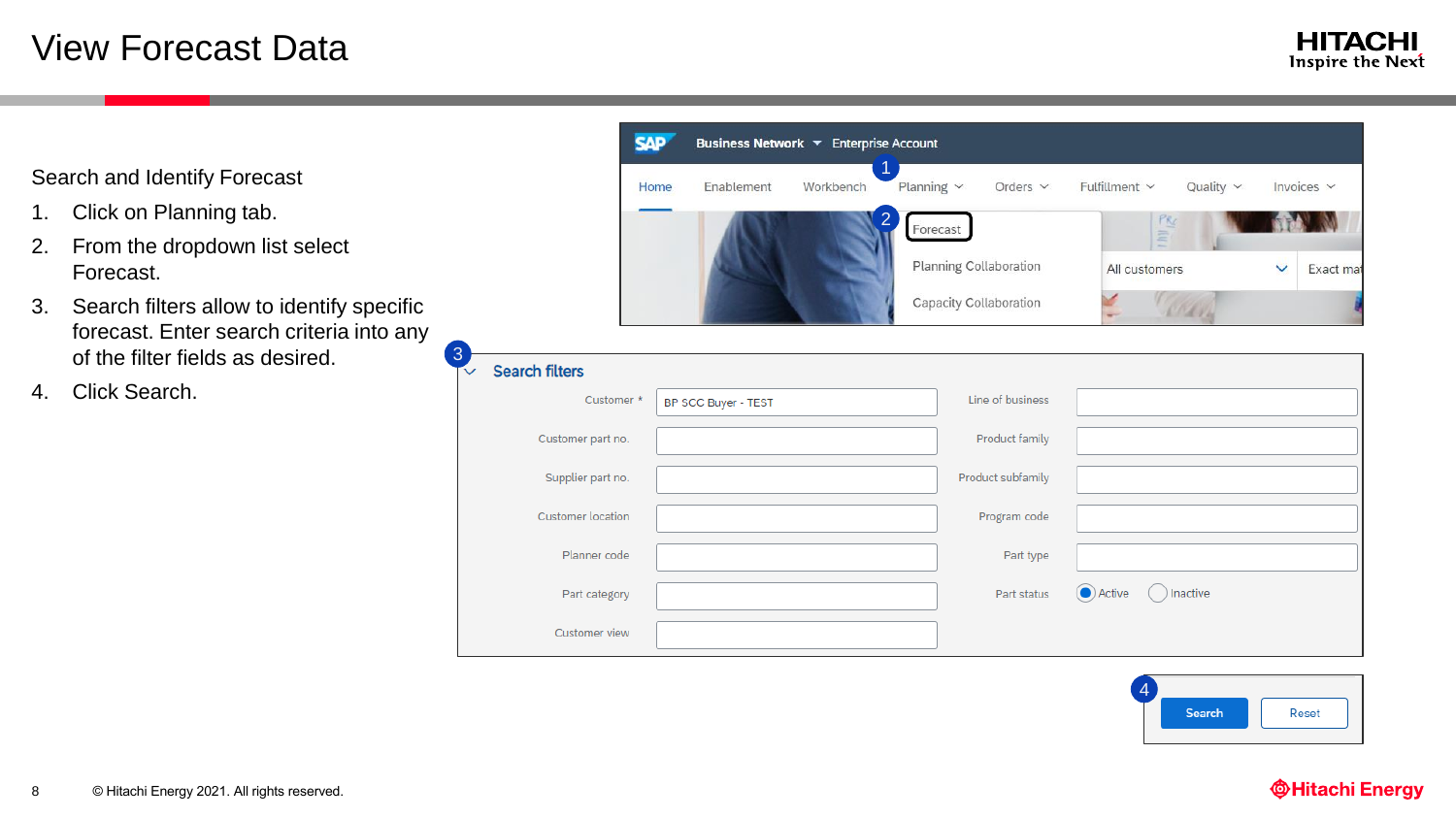# View Forecast Data

Search and Identify Forecast

1. Click on Planning tab.
2. From the dropdown list select Forecast.
3. Search filters allow to identify specific forecast. Enter search criteria into any of the filter fields as desired.
4. Click Search.

© Hitachi Energy 2021. All rights reserved.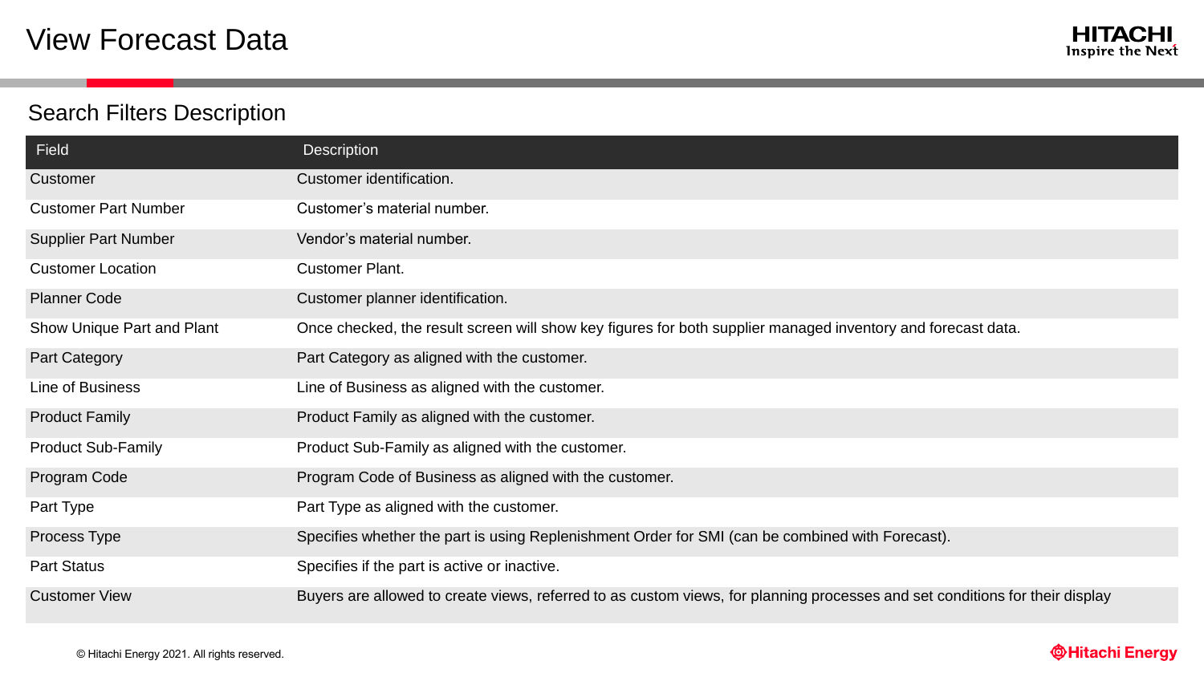# View Forecast Data

## Search Filters Description

| Field | Description |
| --- | --- |
| Customer | Customer identification. |
| Customer Part Number | Customer's material number. |
| Supplier Part Number | Vendor's material number. |
| Customer Location | Customer Plant. |
| Planner Code | Customer planner identification. |
| Show Unique Part and Plant | Once checked, the result screen will show key figures for both supplier managed inventory and forecast data. |
| Part Category | Part Category as aligned with the customer. |
| Line of Business | Line of Business as aligned with the customer. |
| Product Family | Product Family as aligned with the customer. |
| Product Sub-Family | Product Sub-Family as aligned with the customer. |
| Program Code | Program Code of Business as aligned with the customer. |
| Part Type | Part Type as aligned with the customer. |
| Process Type | Specifies whether the part is using Replenishment Order for SMI (can be combined with Forecast). |
| Part Status | Specifies if the part is active or inactive. |
| Customer View | Buyers are allowed to create views, referred to as custom views, for planning processes and set conditions for their display |

© Hitachi Energy 2021. All rights reserved.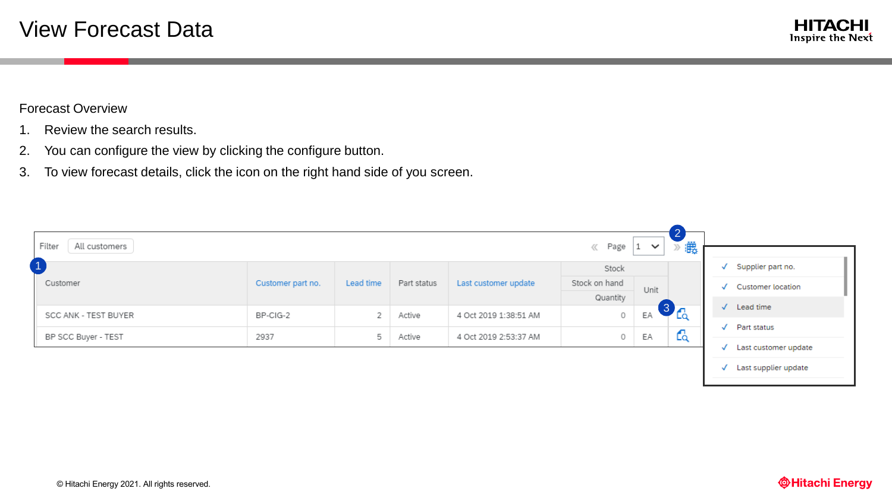# View Forecast Data

Forecast Overview

1. Review the search results.
2. You can configure the view by clicking the configure button.
3. To view forecast details, click the icon on the right hand side of you screen.

Filter: All customers — Page 1

| Customer | Customer part no. | Lead time | Part status | Last customer update | Stock on hand Quantity | Unit | |
|---|---|---|---|---|---|---|---|
| SCC ANK - TEST BUYER | BP-CIG-2 | 2 | Active | 4 Oct 2019 1:38:51 AM | 0 | EA | |
| BP SCC Buyer - TEST | 2937 | 5 | Active | 4 Oct 2019 2:53:37 AM | 0 | EA | |

Configure view options:

- ✓ Supplier part no.
- ✓ Customer location
- ✓ Lead time
- ✓ Part status
- ✓ Last customer update
- ✓ Last supplier update

© Hitachi Energy 2021. All rights reserved.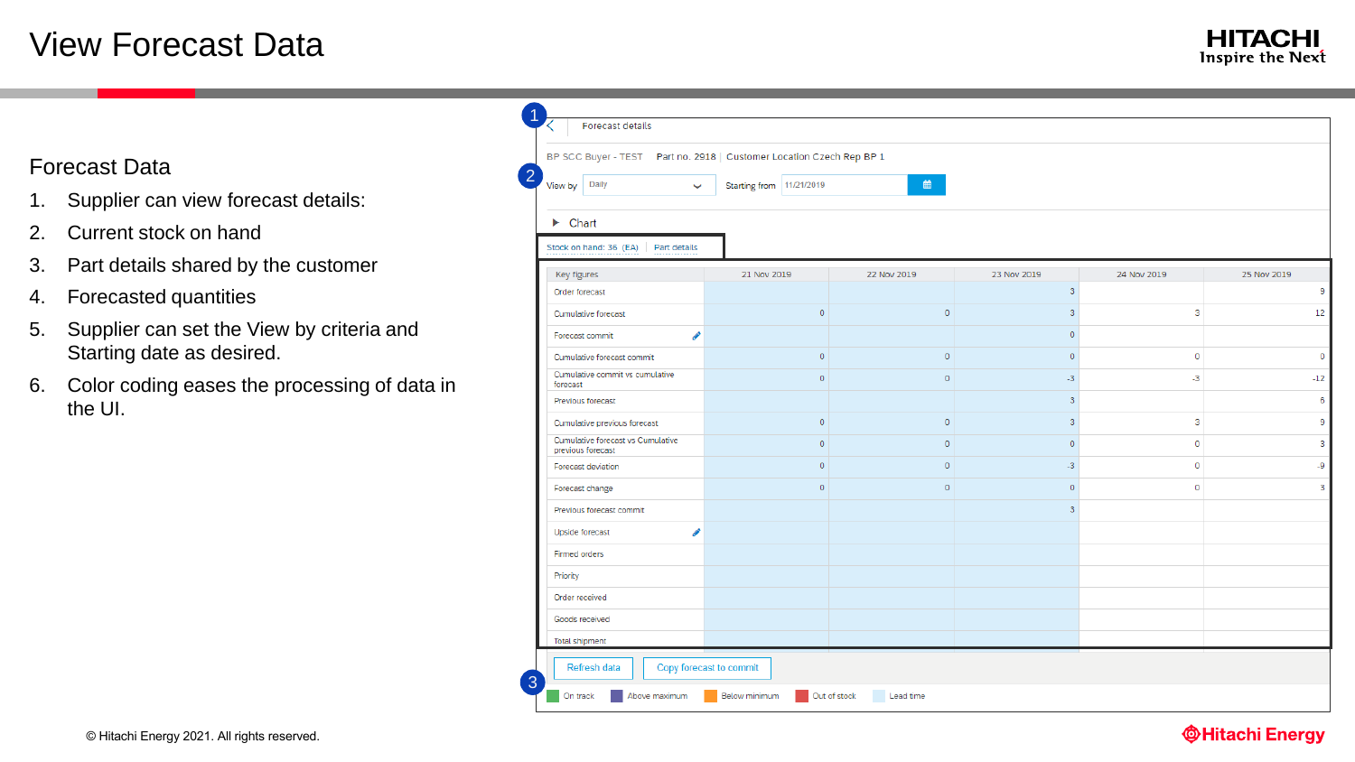# View Forecast Data

## Forecast Data

1. Supplier can view forecast details:
2. Current stock on hand
3. Part details shared by the customer
4. Forecasted quantities
5. Supplier can set the View by criteria and Starting date as desired.
6. Color coding eases the processing of data in the UI.

Forecast details

BP SCC Buyer - TEST | Part no. 2918 | Customer Location Czech Rep BP 1

View by: Daily | Starting from: 11/21/2019

Chart

Stock on hand: 36 (EA) | Part details

| Key figures | 21 Nov 2019 | 22 Nov 2019 | 23 Nov 2019 | 24 Nov 2019 | 25 Nov 2019 |
|---|---|---|---|---|---|
| Order forecast | | | 3 | | 9 |
| Cumulative forecast | 0 | 0 | 3 | 3 | 12 |
| Forecast commit | | | 0 | | |
| Cumulative forecast commit | 0 | 0 | 0 | 0 | 0 |
| Cumulative commit vs cumulative forecast | 0 | 0 | -3 | -3 | -12 |
| Previous forecast | | | 3 | | 6 |
| Cumulative previous forecast | 0 | 0 | 3 | 3 | 9 |
| Cumulative forecast vs Cumulative previous forecast | 0 | 0 | 0 | 0 | 3 |
| Forecast deviation | 0 | 0 | -3 | 0 | -9 |
| Forecast change | 0 | 0 | 0 | 0 | 3 |
| Previous forecast commit | | | 3 | | |
| Upside forecast | | | | | |
| Firmed orders | | | | | |
| Priority | | | | | |
| Order received | | | | | |
| Goods received | | | | | |
| Total shipment | | | | | |

Refresh data | Copy forecast to commit

On track | Above maximum | Below minimum | Out of stock | Lead time

© Hitachi Energy 2021. All rights reserved.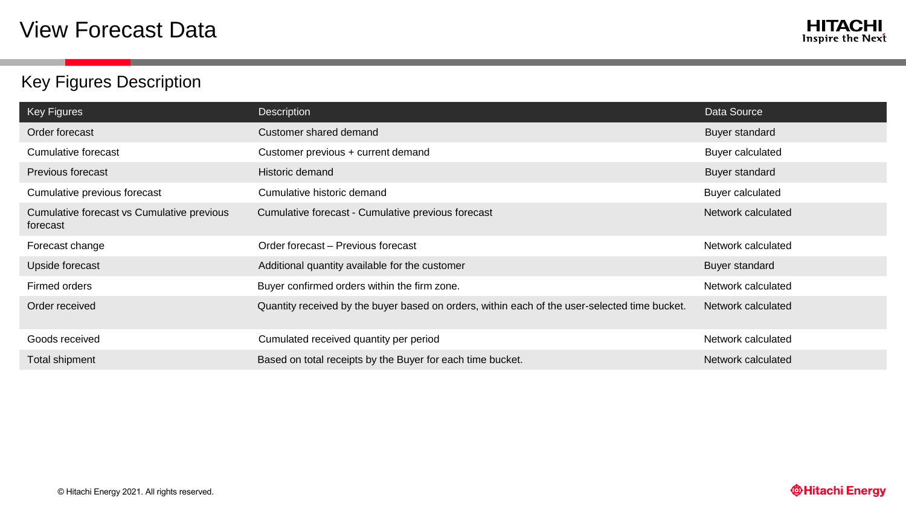# View Forecast Data

## Key Figures Description

| Key Figures | Description | Data Source |
| --- | --- | --- |
| Order forecast | Customer shared demand | Buyer standard |
| Cumulative forecast | Customer previous + current demand | Buyer calculated |
| Previous forecast | Historic demand | Buyer standard |
| Cumulative previous forecast | Cumulative historic demand | Buyer calculated |
| Cumulative forecast vs Cumulative previous forecast | Cumulative forecast - Cumulative previous forecast | Network calculated |
| Forecast change | Order forecast – Previous forecast | Network calculated |
| Upside forecast | Additional quantity available for the customer | Buyer standard |
| Firmed orders | Buyer confirmed orders within the firm zone. | Network calculated |
| Order received | Quantity received by the buyer based on orders, within each of the user-selected time bucket. | Network calculated |
| Goods received | Cumulated received quantity per period | Network calculated |
| Total shipment | Based on total receipts by the Buyer for each time bucket. | Network calculated |

© Hitachi Energy 2021. All rights reserved.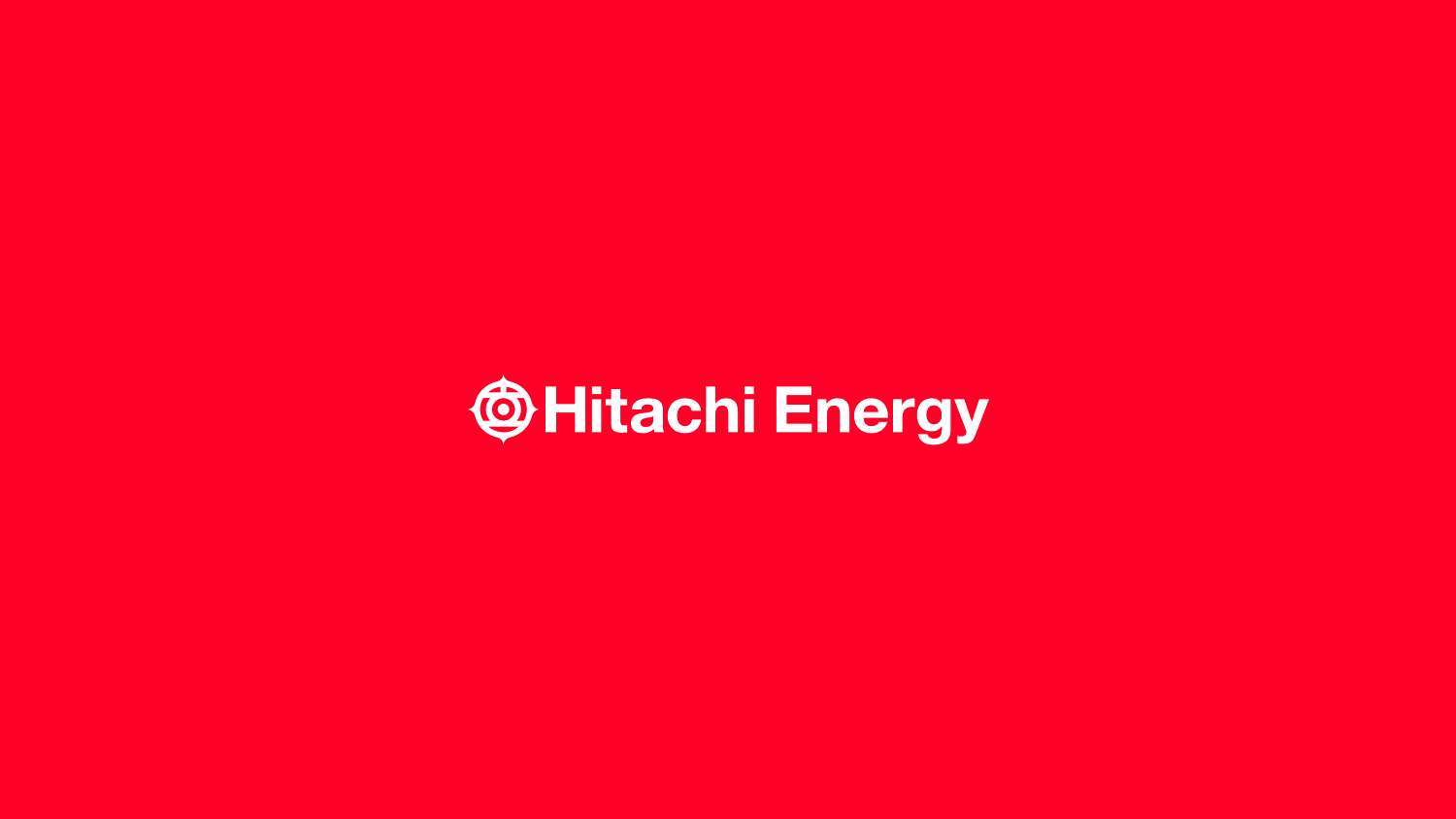Hitachi Energy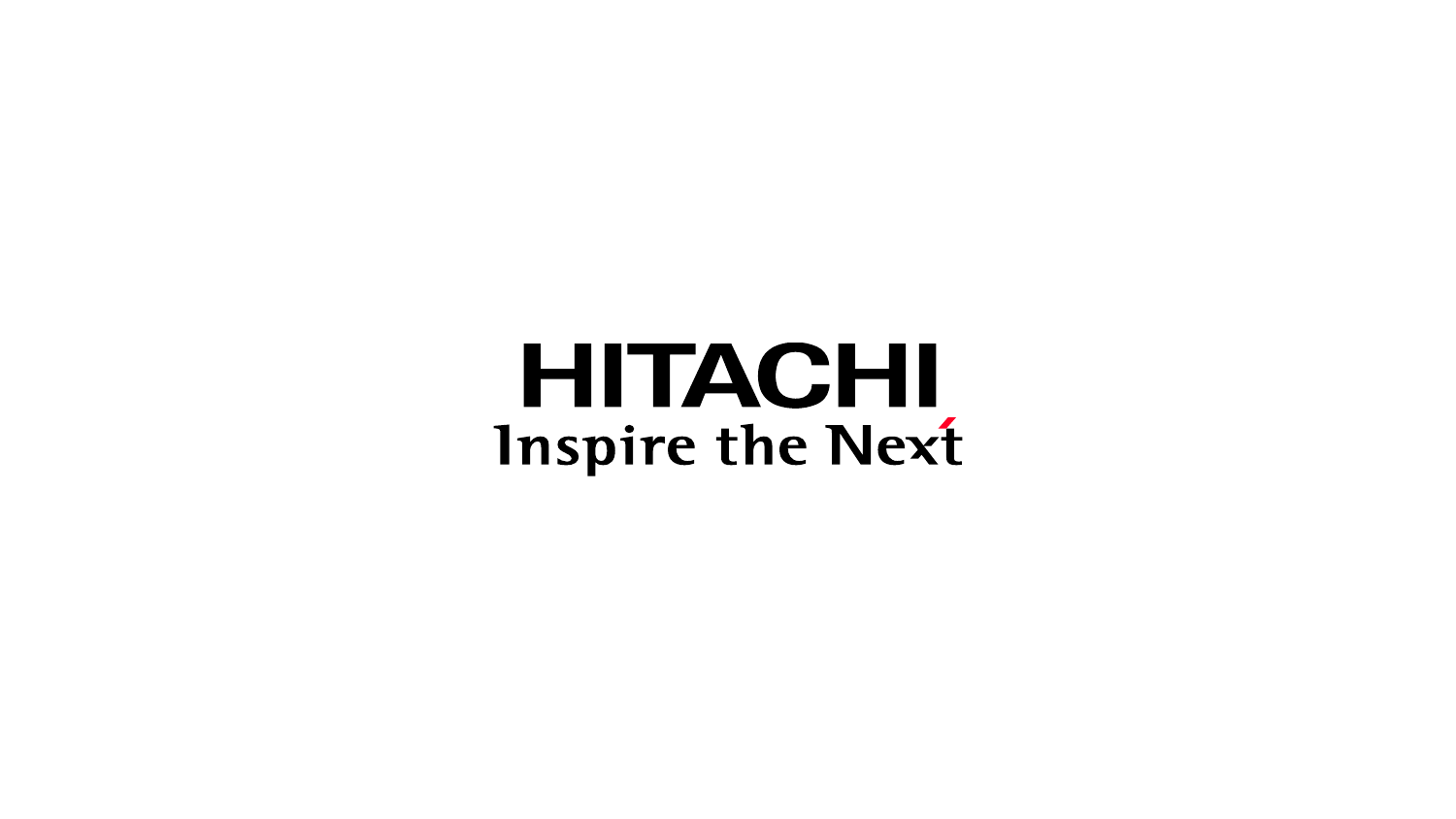HITACHI

Inspire the Next